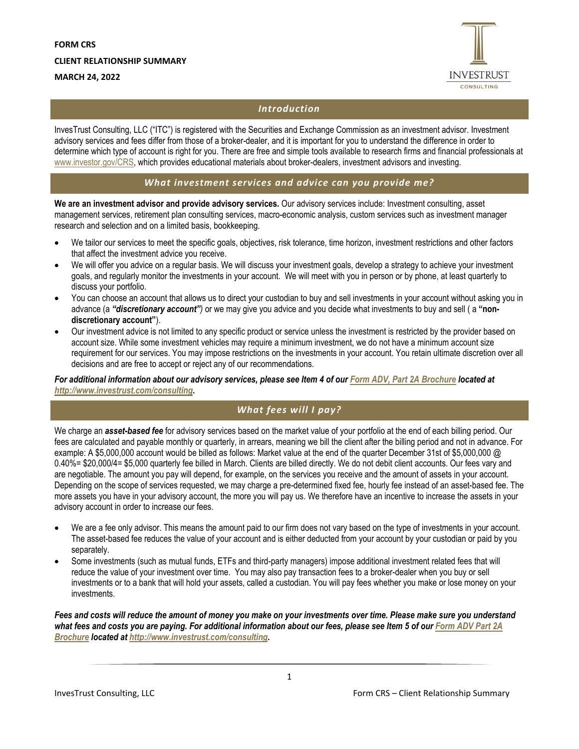**FORM CRS**

**CLIENT RELATIONSHIP SUMMARY**

**MARCH 24, 2022**

## *Introduction*

InvesTrust Consulting, LLC ("ITC") is registered with the Securities and Exchange Commission as an investment advisor. Investment advisory services and fees differ from those of a broker-dealer, and it is important for you to understand the difference in order to determine which type of account is right for you. There are free and simple tools available to research firms and financial professionals at www.investor.gov/CRS, which provides educational materials about broker-dealers, investment advisors and investing.

## *What investment services and advice can you provide me?*

**We are an investment advisor and provide advisory services.** Our advisory services include: Investment consulting, asset management services, retirement plan consulting services, macro-economic analysis, custom services such as investment manager research and selection and on a limited basis, bookkeeping.

- We tailor our services to meet the specific goals, objectives, risk tolerance, time horizon, investment restrictions and other factors that affect the investment advice you receive.
- We will offer you advice on a regular basis. We will discuss your investment goals, develop a strategy to achieve your investment goals, and regularly monitor the investments in your account. We will meet with you in person or by phone, at least quarterly to discuss your portfolio.
- You can choose an account that allows us to direct your custodian to buy and sell investments in your account without asking you in advance (a ***"discretionary account")*** or we may give you advice and you decide what investments to buy and sell ( a **"non-discretionary account"**).
- Our investment advice is not limited to any specific product or service unless the investment is restricted by the provider based on account size. While some investment vehicles may require a minimum investment, we do not have a minimum account size requirement for our services. You may impose restrictions on the investments in your account. You retain ultimate discretion over all decisions and are free to accept or reject any of our recommendations.

***For additional information about our advisory services, please see Item 4 of our Form ADV, Part 2A Brochure located at http://www.investrust.com/consulting.***

## *What fees will I pay?*

We charge an ***asset-based fee*** for advisory services based on the market value of your portfolio at the end of each billing period. Our fees are calculated and payable monthly or quarterly, in arrears, meaning we bill the client after the billing period and not in advance. For example: A $5,000,000 account would be billed as follows: Market value at the end of the quarter December 31st of $5,000,000 @ 0.40%= $20,000/4= $5,000 quarterly fee billed in March. Clients are billed directly. We do not debit client accounts. Our fees vary and are negotiable. The amount you pay will depend, for example, on the services you receive and the amount of assets in your account. Depending on the scope of services requested, we may charge a pre-determined fixed fee, hourly fee instead of an asset-based fee. The more assets you have in your advisory account, the more you will pay us. We therefore have an incentive to increase the assets in your advisory account in order to increase our fees.

- We are a fee only advisor. This means the amount paid to our firm does not vary based on the type of investments in your account. The asset-based fee reduces the value of your account and is either deducted from your account by your custodian or paid by you separately.
- Some investments (such as mutual funds, ETFs and third-party managers) impose additional investment related fees that will reduce the value of your investment over time. You may also pay transaction fees to a broker-dealer when you buy or sell investments or to a bank that will hold your assets, called a custodian. You will pay fees whether you make or lose money on your investments.

***Fees and costs will reduce the amount of money you make on your investments over time. Please make sure you understand what fees and costs you are paying. For additional information about our fees, please see Item 5 of our Form ADV Part 2A Brochure located at http://www.investrust.com/consulting.***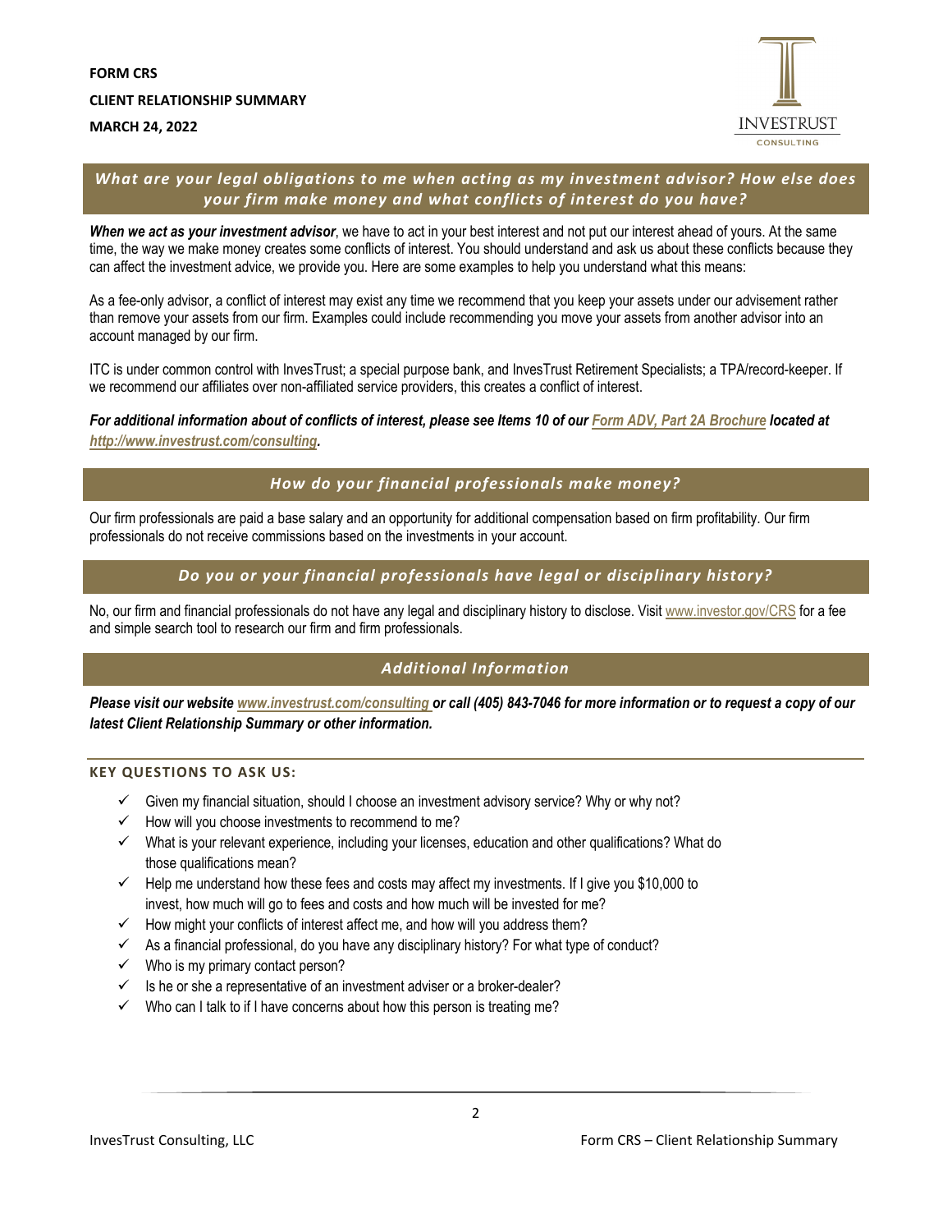**FORM CRS**

**CLIENT RELATIONSHIP SUMMARY**

**MARCH 24, 2022**

## *What are your legal obligations to me when acting as my investment advisor? How else does your firm make money and what conflicts of interest do you have?*

***When we act as your investment advisor***, we have to act in your best interest and not put our interest ahead of yours. At the same time, the way we make money creates some conflicts of interest. You should understand and ask us about these conflicts because they can affect the investment advice, we provide you. Here are some examples to help you understand what this means:

As a fee-only advisor, a conflict of interest may exist any time we recommend that you keep your assets under our advisement rather than remove your assets from our firm. Examples could include recommending you move your assets from another advisor into an account managed by our firm.

ITC is under common control with InvesTrust; a special purpose bank, and InvesTrust Retirement Specialists; a TPA/record-keeper. If we recommend our affiliates over non-affiliated service providers, this creates a conflict of interest.

***For additional information about of conflicts of interest, please see Items 10 of our Form ADV, Part 2A Brochure located at http://www.investrust.com/consulting.***

## *How do your financial professionals make money?*

Our firm professionals are paid a base salary and an opportunity for additional compensation based on firm profitability. Our firm professionals do not receive commissions based on the investments in your account.

## *Do you or your financial professionals have legal or disciplinary history?*

No, our firm and financial professionals do not have any legal and disciplinary history to disclose. Visit www.investor.gov/CRS for a fee and simple search tool to research our firm and firm professionals.

## *Additional Information*

***Please visit our website www.investrust.com/consulting or call (405) 843-7046 for more information or to request a copy of our latest Client Relationship Summary or other information.***

**KEY QUESTIONS TO ASK US:**

- ✓ Given my financial situation, should I choose an investment advisory service? Why or why not?
- ✓ How will you choose investments to recommend to me?
- ✓ What is your relevant experience, including your licenses, education and other qualifications? What do those qualifications mean?
- ✓ Help me understand how these fees and costs may affect my investments. If I give you $10,000 to invest, how much will go to fees and costs and how much will be invested for me?
- ✓ How might your conflicts of interest affect me, and how will you address them?
- ✓ As a financial professional, do you have any disciplinary history? For what type of conduct?
- ✓ Who is my primary contact person?
- ✓ Is he or she a representative of an investment adviser or a broker-dealer?
- ✓ Who can I talk to if I have concerns about how this person is treating me?